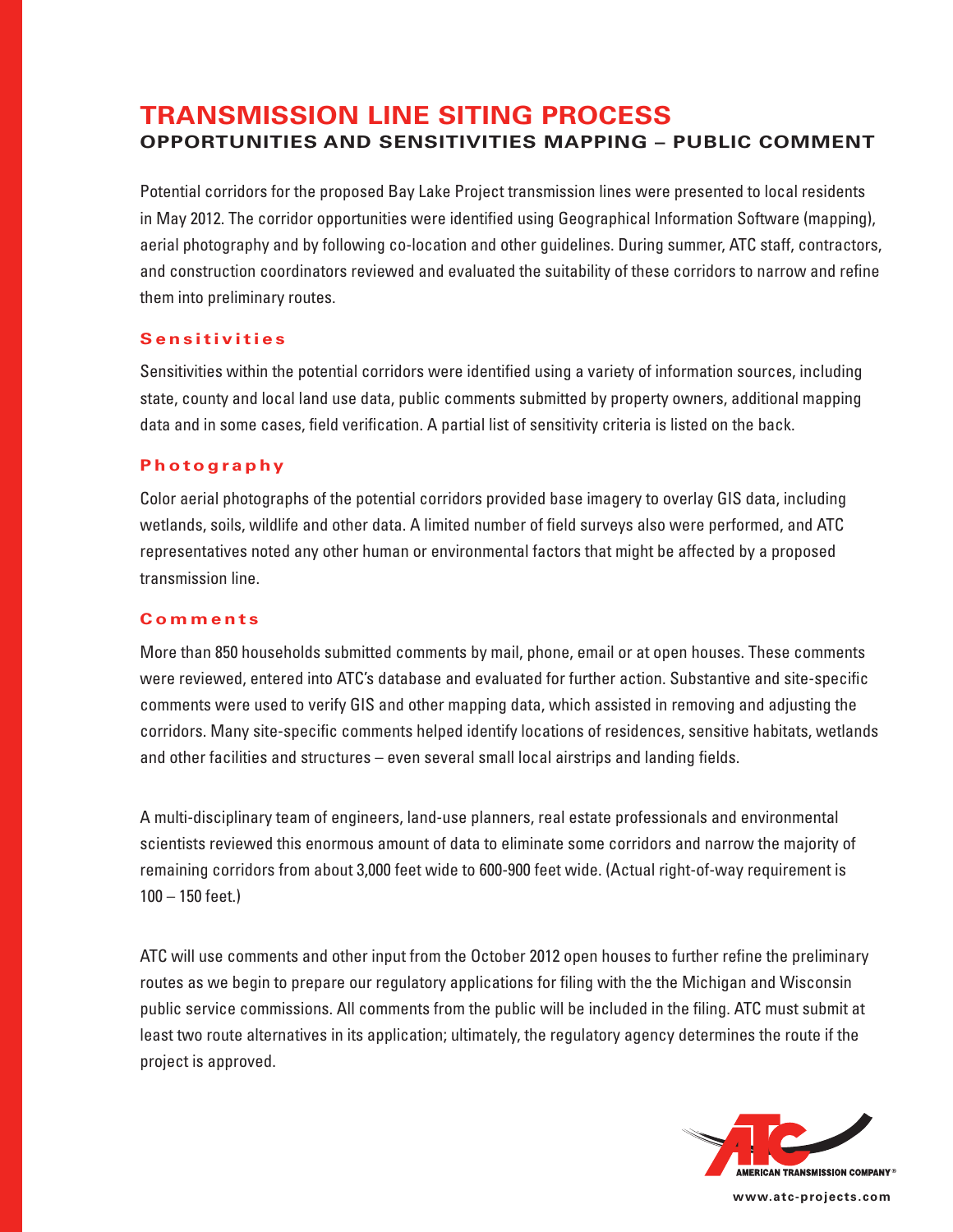# TRANSMISSION LINE SITING PROCESS

## OPPORTUNITIES AND SENSITIVITIES MAPPING – PUBLIC COMMENT

Potential corridors for the proposed Bay Lake Project transmission lines were presented to local residents in May 2012. The corridor opportunities were identified using Geographical Information Software (mapping), aerial photography and by following co-location and other guidelines. During summer, ATC staff, contractors, and construction coordinators reviewed and evaluated the suitability of these corridors to narrow and refine them into preliminary routes.

### Sensitivities

Sensitivities within the potential corridors were identified using a variety of information sources, including state, county and local land use data, public comments submitted by property owners, additional mapping data and in some cases, field verification. A partial list of sensitivity criteria is listed on the back.

### Photography

Color aerial photographs of the potential corridors provided base imagery to overlay GIS data, including wetlands, soils, wildlife and other data. A limited number of field surveys also were performed, and ATC representatives noted any other human or environmental factors that might be affected by a proposed transmission line.

### Comments

More than 850 households submitted comments by mail, phone, email or at open houses. These comments were reviewed, entered into ATC's database and evaluated for further action. Substantive and site-specific comments were used to verify GIS and other mapping data, which assisted in removing and adjusting the corridors. Many site-specific comments helped identify locations of residences, sensitive habitats, wetlands and other facilities and structures – even several small local airstrips and landing fields.

A multi-disciplinary team of engineers, land-use planners, real estate professionals and environmental scientists reviewed this enormous amount of data to eliminate some corridors and narrow the majority of remaining corridors from about 3,000 feet wide to 600-900 feet wide. (Actual right-of-way requirement is 100 – 150 feet.)

ATC will use comments and other input from the October 2012 open houses to further refine the preliminary routes as we begin to prepare our regulatory applications for filing with the the Michigan and Wisconsin public service commissions. All comments from the public will be included in the filing. ATC must submit at least two route alternatives in its application; ultimately, the regulatory agency determines the route if the project is approved.

AMERICAN TRANSMISSION COMPANY®

www.atc-projects.com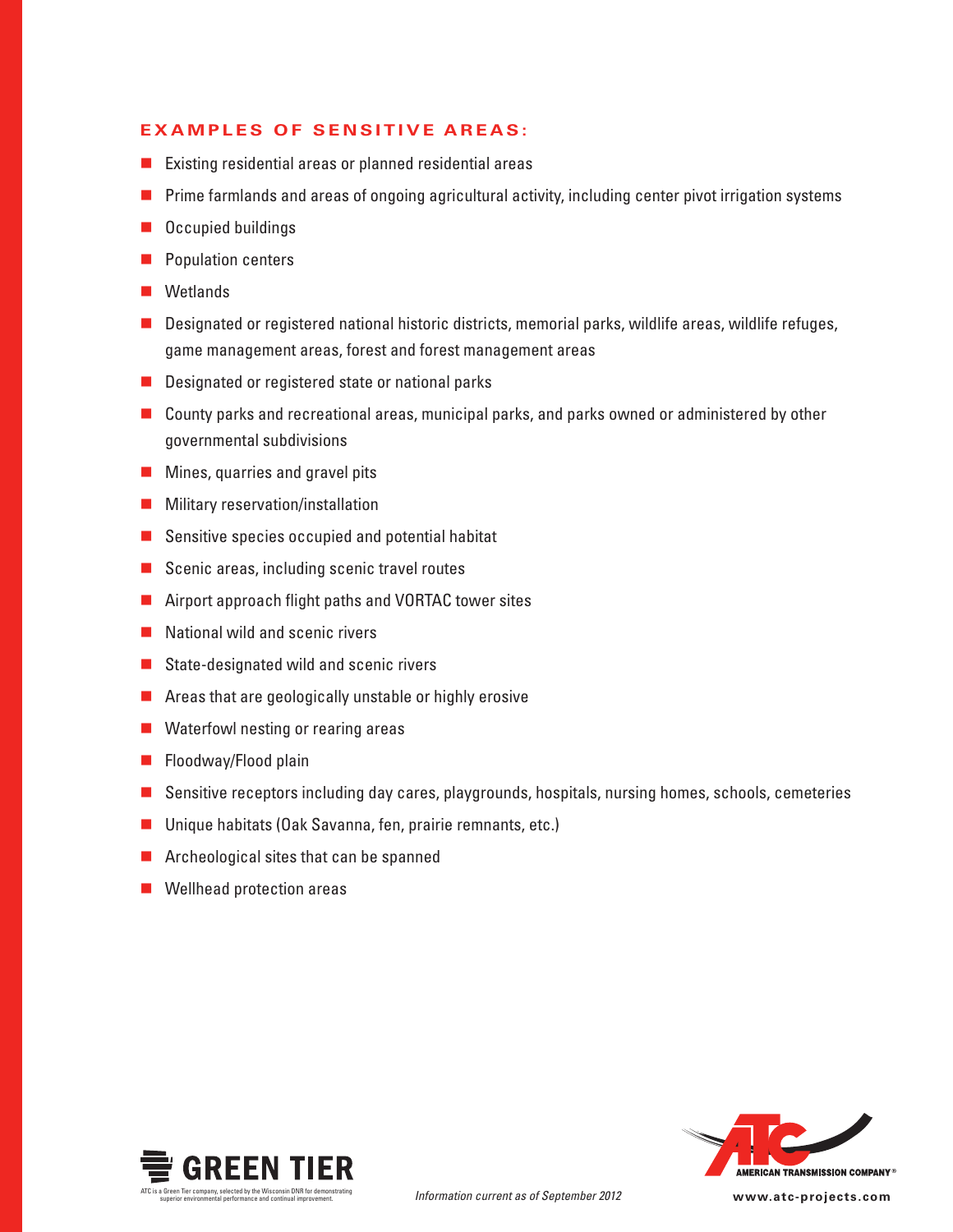## EXAMPLES OF SENSITIVE AREAS:

- Existing residential areas or planned residential areas
- Prime farmlands and areas of ongoing agricultural activity, including center pivot irrigation systems
- Occupied buildings
- Population centers
- Wetlands
- Designated or registered national historic districts, memorial parks, wildlife areas, wildlife refuges, game management areas, forest and forest management areas
- Designated or registered state or national parks
- County parks and recreational areas, municipal parks, and parks owned or administered by other governmental subdivisions
- Mines, quarries and gravel pits
- Military reservation/installation
- Sensitive species occupied and potential habitat
- Scenic areas, including scenic travel routes
- Airport approach flight paths and VORTAC tower sites
- National wild and scenic rivers
- State-designated wild and scenic rivers
- Areas that are geologically unstable or highly erosive
- Waterfowl nesting or rearing areas
- Floodway/Flood plain
- Sensitive receptors including day cares, playgrounds, hospitals, nursing homes, schools, cemeteries
- Unique habitats (Oak Savanna, fen, prairie remnants, etc.)
- Archeological sites that can be spanned
- Wellhead protection areas

GREEN TIER

ATC is a Green Tier company, selected by the Wisconsin DNR for demonstrating superior environmental performance and continual improvement.

*Information current as of September 2012*

AMERICAN TRANSMISSION COMPANY®

www.atc-projects.com